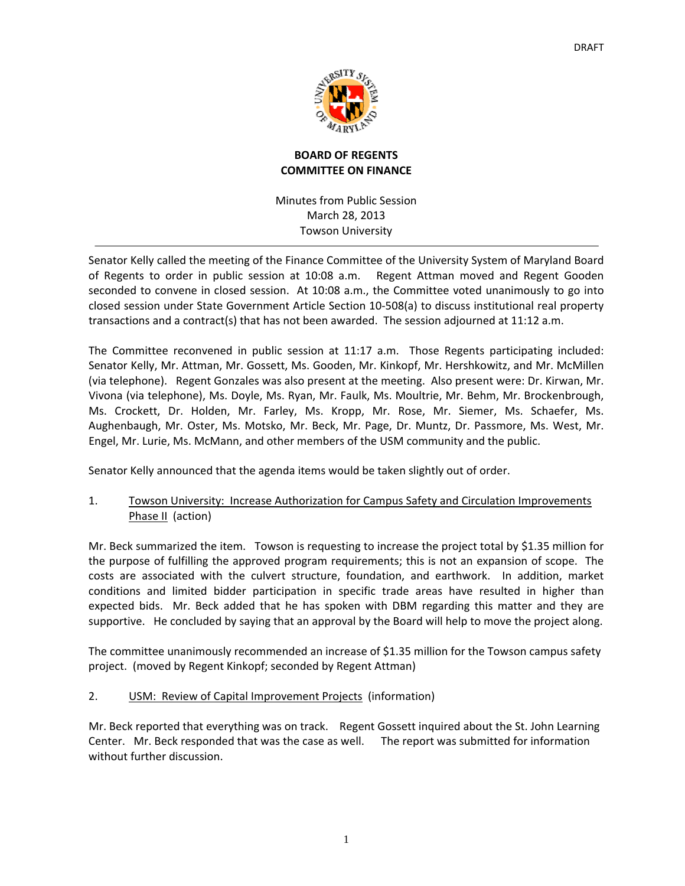DRAFT

**BOARD OF REGENTS**
**COMMITTEE ON FINANCE**

Minutes from Public Session
March 28, 2013
Towson University

---

Senator Kelly called the meeting of the Finance Committee of the University System of Maryland Board of Regents to order in public session at 10:08 a.m. Regent Attman moved and Regent Gooden seconded to convene in closed session. At 10:08 a.m., the Committee voted unanimously to go into closed session under State Government Article Section 10-508(a) to discuss institutional real property transactions and a contract(s) that has not been awarded. The session adjourned at 11:12 a.m.

The Committee reconvened in public session at 11:17 a.m. Those Regents participating included: Senator Kelly, Mr. Attman, Mr. Gossett, Ms. Gooden, Mr. Kinkopf, Mr. Hershkowitz, and Mr. McMillen (via telephone). Regent Gonzales was also present at the meeting. Also present were: Dr. Kirwan, Mr. Vivona (via telephone), Ms. Doyle, Ms. Ryan, Mr. Faulk, Ms. Moultrie, Mr. Behm, Mr. Brockenbrough, Ms. Crockett, Dr. Holden, Mr. Farley, Ms. Kropp, Mr. Rose, Mr. Siemer, Ms. Schaefer, Ms. Aughenbaugh, Mr. Oster, Ms. Motsko, Mr. Beck, Mr. Page, Dr. Muntz, Dr. Passmore, Ms. West, Mr. Engel, Mr. Lurie, Ms. McMann, and other members of the USM community and the public.

Senator Kelly announced that the agenda items would be taken slightly out of order.

1. Towson University: Increase Authorization for Campus Safety and Circulation Improvements Phase II (action)

Mr. Beck summarized the item. Towson is requesting to increase the project total by $1.35 million for the purpose of fulfilling the approved program requirements; this is not an expansion of scope. The costs are associated with the culvert structure, foundation, and earthwork. In addition, market conditions and limited bidder participation in specific trade areas have resulted in higher than expected bids. Mr. Beck added that he has spoken with DBM regarding this matter and they are supportive. He concluded by saying that an approval by the Board will help to move the project along.

The committee unanimously recommended an increase of $1.35 million for the Towson campus safety project. (moved by Regent Kinkopf; seconded by Regent Attman)

2. USM: Review of Capital Improvement Projects (information)

Mr. Beck reported that everything was on track. Regent Gossett inquired about the St. John Learning Center. Mr. Beck responded that was the case as well. The report was submitted for information without further discussion.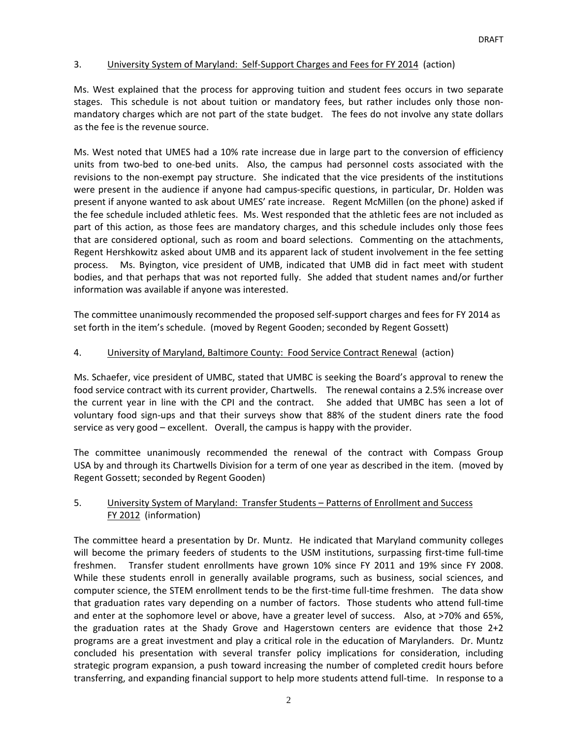3. University System of Maryland: Self-Support Charges and Fees for FY 2014 (action)

Ms. West explained that the process for approving tuition and student fees occurs in two separate stages. This schedule is not about tuition or mandatory fees, but rather includes only those non-mandatory charges which are not part of the state budget. The fees do not involve any state dollars as the fee is the revenue source.

Ms. West noted that UMES had a 10% rate increase due in large part to the conversion of efficiency units from two-bed to one-bed units. Also, the campus had personnel costs associated with the revisions to the non-exempt pay structure. She indicated that the vice presidents of the institutions were present in the audience if anyone had campus-specific questions, in particular, Dr. Holden was present if anyone wanted to ask about UMES' rate increase. Regent McMillen (on the phone) asked if the fee schedule included athletic fees. Ms. West responded that the athletic fees are not included as part of this action, as those fees are mandatory charges, and this schedule includes only those fees that are considered optional, such as room and board selections. Commenting on the attachments, Regent Hershkowitz asked about UMB and its apparent lack of student involvement in the fee setting process. Ms. Byington, vice president of UMB, indicated that UMB did in fact meet with student bodies, and that perhaps that was not reported fully. She added that student names and/or further information was available if anyone was interested.

The committee unanimously recommended the proposed self-support charges and fees for FY 2014 as set forth in the item's schedule. (moved by Regent Gooden; seconded by Regent Gossett)

4. University of Maryland, Baltimore County: Food Service Contract Renewal (action)

Ms. Schaefer, vice president of UMBC, stated that UMBC is seeking the Board's approval to renew the food service contract with its current provider, Chartwells. The renewal contains a 2.5% increase over the current year in line with the CPI and the contract. She added that UMBC has seen a lot of voluntary food sign-ups and that their surveys show that 88% of the student diners rate the food service as very good – excellent. Overall, the campus is happy with the provider.

The committee unanimously recommended the renewal of the contract with Compass Group USA by and through its Chartwells Division for a term of one year as described in the item. (moved by Regent Gossett; seconded by Regent Gooden)

5. University System of Maryland: Transfer Students – Patterns of Enrollment and Success FY 2012 (information)

The committee heard a presentation by Dr. Muntz. He indicated that Maryland community colleges will become the primary feeders of students to the USM institutions, surpassing first-time full-time freshmen. Transfer student enrollments have grown 10% since FY 2011 and 19% since FY 2008. While these students enroll in generally available programs, such as business, social sciences, and computer science, the STEM enrollment tends to be the first-time full-time freshmen. The data show that graduation rates vary depending on a number of factors. Those students who attend full-time and enter at the sophomore level or above, have a greater level of success. Also, at >70% and 65%, the graduation rates at the Shady Grove and Hagerstown centers are evidence that those 2+2 programs are a great investment and play a critical role in the education of Marylanders. Dr. Muntz concluded his presentation with several transfer policy implications for consideration, including strategic program expansion, a push toward increasing the number of completed credit hours before transferring, and expanding financial support to help more students attend full-time. In response to a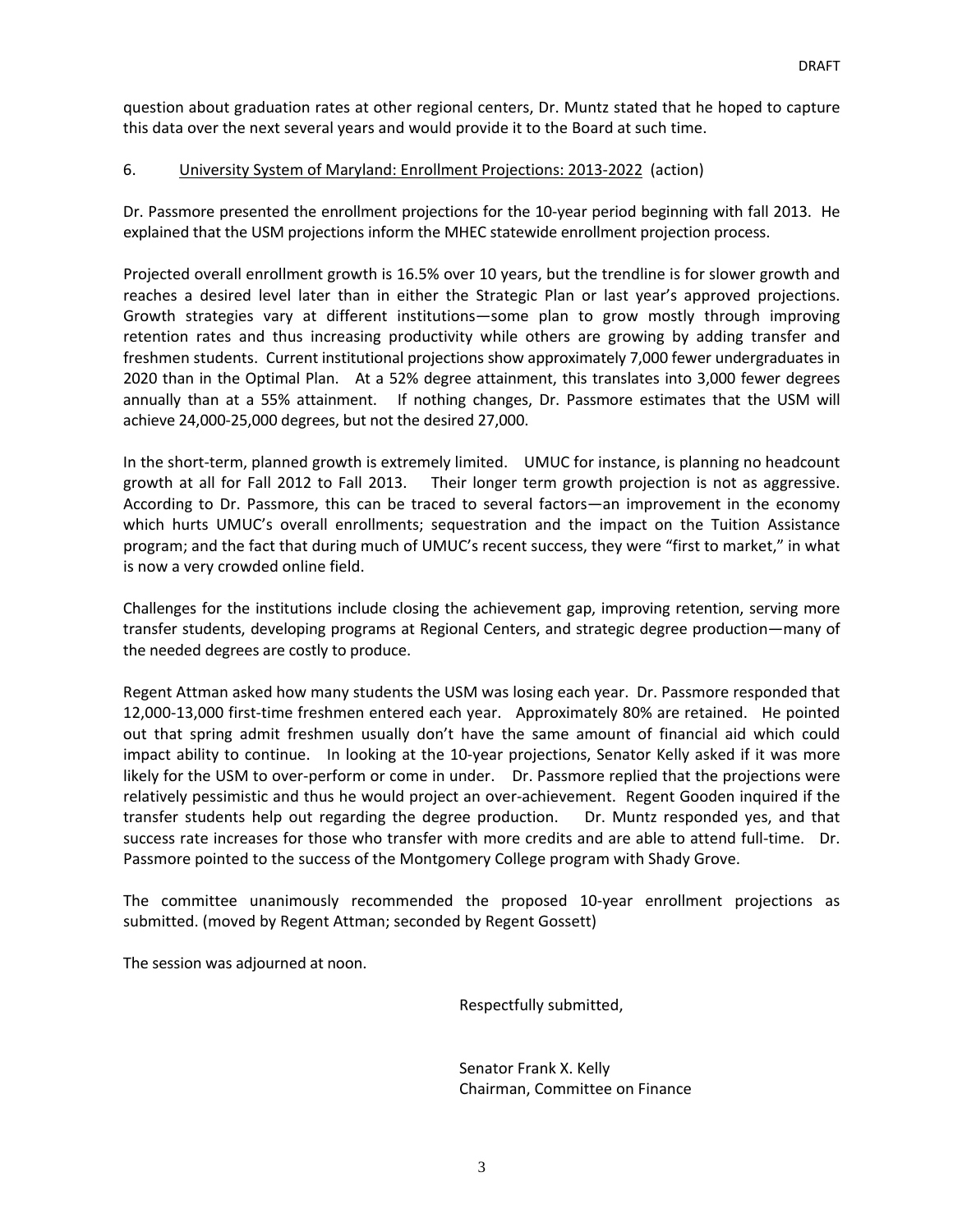question about graduation rates at other regional centers, Dr. Muntz stated that he hoped to capture this data over the next several years and would provide it to the Board at such time.

6. University System of Maryland: Enrollment Projections: 2013-2022 (action)

Dr. Passmore presented the enrollment projections for the 10-year period beginning with fall 2013. He explained that the USM projections inform the MHEC statewide enrollment projection process.

Projected overall enrollment growth is 16.5% over 10 years, but the trendline is for slower growth and reaches a desired level later than in either the Strategic Plan or last year's approved projections. Growth strategies vary at different institutions—some plan to grow mostly through improving retention rates and thus increasing productivity while others are growing by adding transfer and freshmen students. Current institutional projections show approximately 7,000 fewer undergraduates in 2020 than in the Optimal Plan. At a 52% degree attainment, this translates into 3,000 fewer degrees annually than at a 55% attainment. If nothing changes, Dr. Passmore estimates that the USM will achieve 24,000-25,000 degrees, but not the desired 27,000.

In the short-term, planned growth is extremely limited. UMUC for instance, is planning no headcount growth at all for Fall 2012 to Fall 2013. Their longer term growth projection is not as aggressive. According to Dr. Passmore, this can be traced to several factors—an improvement in the economy which hurts UMUC's overall enrollments; sequestration and the impact on the Tuition Assistance program; and the fact that during much of UMUC's recent success, they were "first to market," in what is now a very crowded online field.

Challenges for the institutions include closing the achievement gap, improving retention, serving more transfer students, developing programs at Regional Centers, and strategic degree production—many of the needed degrees are costly to produce.

Regent Attman asked how many students the USM was losing each year. Dr. Passmore responded that 12,000-13,000 first-time freshmen entered each year. Approximately 80% are retained. He pointed out that spring admit freshmen usually don't have the same amount of financial aid which could impact ability to continue. In looking at the 10-year projections, Senator Kelly asked if it was more likely for the USM to over-perform or come in under. Dr. Passmore replied that the projections were relatively pessimistic and thus he would project an over-achievement. Regent Gooden inquired if the transfer students help out regarding the degree production. Dr. Muntz responded yes, and that success rate increases for those who transfer with more credits and are able to attend full-time. Dr. Passmore pointed to the success of the Montgomery College program with Shady Grove.

The committee unanimously recommended the proposed 10-year enrollment projections as submitted. (moved by Regent Attman; seconded by Regent Gossett)

The session was adjourned at noon.

Respectfully submitted,

Senator Frank X. Kelly
Chairman, Committee on Finance